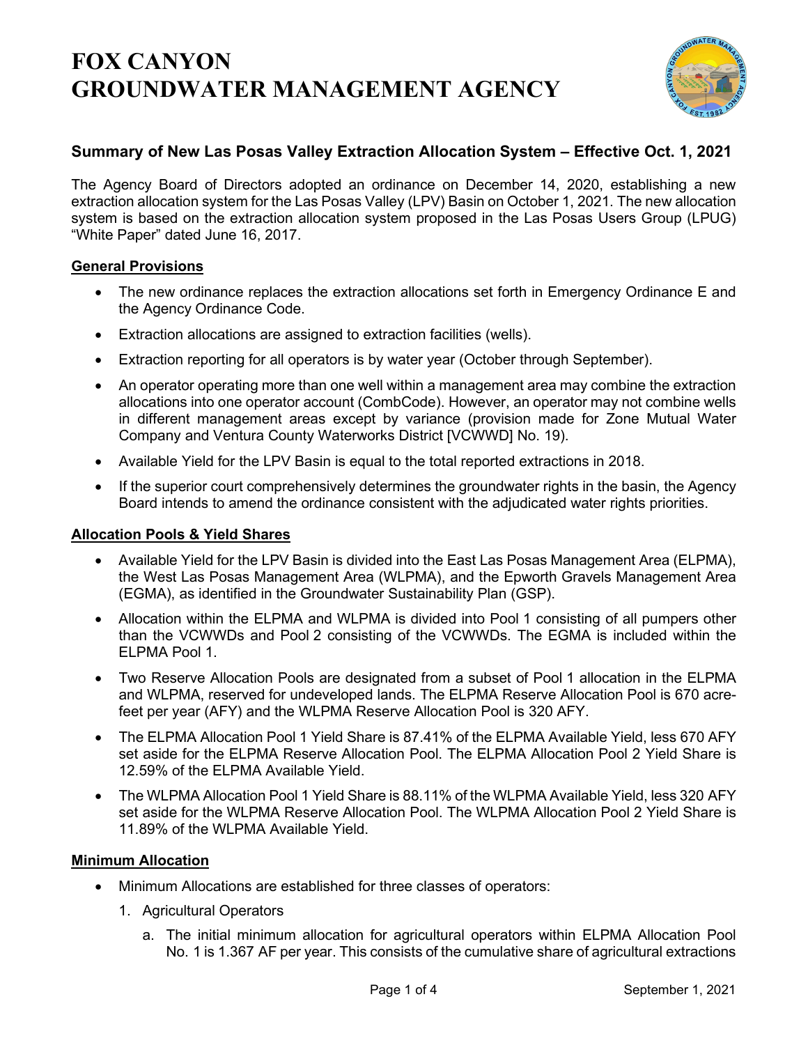# FOX CANYON GROUNDWATER MANAGEMENT AGENCY

## Summary of New Las Posas Valley Extraction Allocation System – Effective Oct. 1, 2021

The Agency Board of Directors adopted an ordinance on December 14, 2020, establishing a new extraction allocation system for the Las Posas Valley (LPV) Basin on October 1, 2021. The new allocation system is based on the extraction allocation system proposed in the Las Posas Users Group (LPUG) "White Paper" dated June 16, 2017.

### General Provisions

- The new ordinance replaces the extraction allocations set forth in Emergency Ordinance E and the Agency Ordinance Code.
- Extraction allocations are assigned to extraction facilities (wells).
- Extraction reporting for all operators is by water year (October through September).
- An operator operating more than one well within a management area may combine the extraction allocations into one operator account (CombCode). However, an operator may not combine wells in different management areas except by variance (provision made for Zone Mutual Water Company and Ventura County Waterworks District [VCWWD] No. 19).
- Available Yield for the LPV Basin is equal to the total reported extractions in 2018.
- If the superior court comprehensively determines the groundwater rights in the basin, the Agency Board intends to amend the ordinance consistent with the adjudicated water rights priorities.

### Allocation Pools & Yield Shares

- Available Yield for the LPV Basin is divided into the East Las Posas Management Area (ELPMA), the West Las Posas Management Area (WLPMA), and the Epworth Gravels Management Area (EGMA), as identified in the Groundwater Sustainability Plan (GSP).
- Allocation within the ELPMA and WLPMA is divided into Pool 1 consisting of all pumpers other than the VCWWDs and Pool 2 consisting of the VCWWDs. The EGMA is included within the ELPMA Pool 1.
- Two Reserve Allocation Pools are designated from a subset of Pool 1 allocation in the ELPMA and WLPMA, reserved for undeveloped lands. The ELPMA Reserve Allocation Pool is 670 acre-feet per year (AFY) and the WLPMA Reserve Allocation Pool is 320 AFY.
- The ELPMA Allocation Pool 1 Yield Share is 87.41% of the ELPMA Available Yield, less 670 AFY set aside for the ELPMA Reserve Allocation Pool. The ELPMA Allocation Pool 2 Yield Share is 12.59% of the ELPMA Available Yield.
- The WLPMA Allocation Pool 1 Yield Share is 88.11% of the WLPMA Available Yield, less 320 AFY set aside for the WLPMA Reserve Allocation Pool. The WLPMA Allocation Pool 2 Yield Share is 11.89% of the WLPMA Available Yield.

### Minimum Allocation

- Minimum Allocations are established for three classes of operators:
  1. Agricultural Operators
     a. The initial minimum allocation for agricultural operators within ELPMA Allocation Pool No. 1 is 1.367 AF per year. This consists of the cumulative share of agricultural extractions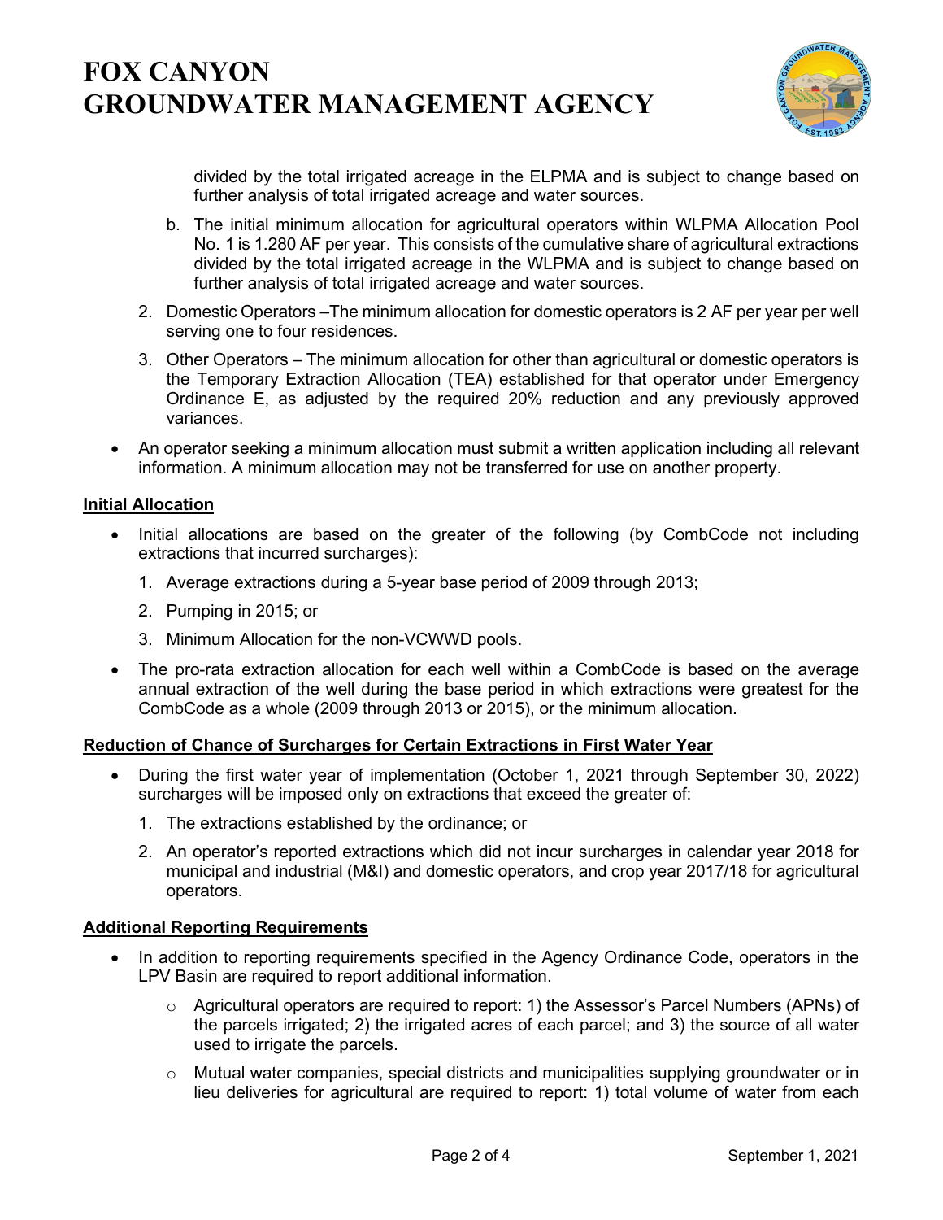divided by the total irrigated acreage in the ELPMA and is subject to change based on further analysis of total irrigated acreage and water sources.

b. The initial minimum allocation for agricultural operators within WLPMA Allocation Pool No. 1 is 1.280 AF per year. This consists of the cumulative share of agricultural extractions divided by the total irrigated acreage in the WLPMA and is subject to change based on further analysis of total irrigated acreage and water sources.

2. Domestic Operators –The minimum allocation for domestic operators is 2 AF per year per well serving one to four residences.

3. Other Operators – The minimum allocation for other than agricultural or domestic operators is the Temporary Extraction Allocation (TEA) established for that operator under Emergency Ordinance E, as adjusted by the required 20% reduction and any previously approved variances.

- An operator seeking a minimum allocation must submit a written application including all relevant information. A minimum allocation may not be transferred for use on another property.

**Initial Allocation**

- Initial allocations are based on the greater of the following (by CombCode not including extractions that incurred surcharges):
  1. Average extractions during a 5-year base period of 2009 through 2013;
  2. Pumping in 2015; or
  3. Minimum Allocation for the non-VCWWD pools.
- The pro-rata extraction allocation for each well within a CombCode is based on the average annual extraction of the well during the base period in which extractions were greatest for the CombCode as a whole (2009 through 2013 or 2015), or the minimum allocation.

**Reduction of Chance of Surcharges for Certain Extractions in First Water Year**

- During the first water year of implementation (October 1, 2021 through September 30, 2022) surcharges will be imposed only on extractions that exceed the greater of:
  1. The extractions established by the ordinance; or
  2. An operator's reported extractions which did not incur surcharges in calendar year 2018 for municipal and industrial (M&I) and domestic operators, and crop year 2017/18 for agricultural operators.

**Additional Reporting Requirements**

- In addition to reporting requirements specified in the Agency Ordinance Code, operators in the LPV Basin are required to report additional information.
  - Agricultural operators are required to report: 1) the Assessor's Parcel Numbers (APNs) of the parcels irrigated; 2) the irrigated acres of each parcel; and 3) the source of all water used to irrigate the parcels.
  - Mutual water companies, special districts and municipalities supplying groundwater or in lieu deliveries for agricultural are required to report: 1) total volume of water from each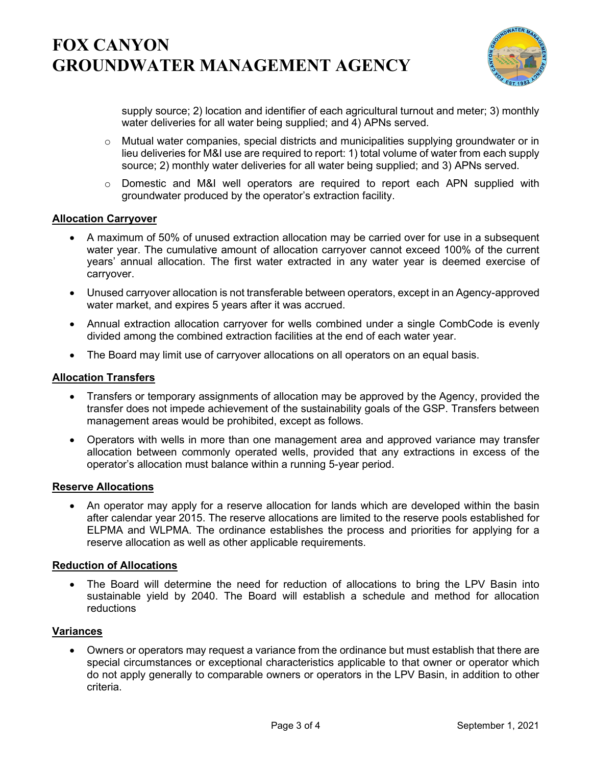supply source; 2) location and identifier of each agricultural turnout and meter; 3) monthly water deliveries for all water being supplied; and 4) APNs served.

  - Mutual water companies, special districts and municipalities supplying groundwater or in lieu deliveries for M&I use are required to report: 1) total volume of water from each supply source; 2) monthly water deliveries for all water being supplied; and 3) APNs served.
  - Domestic and M&I well operators are required to report each APN supplied with groundwater produced by the operator's extraction facility.

**Allocation Carryover**

- A maximum of 50% of unused extraction allocation may be carried over for use in a subsequent water year. The cumulative amount of allocation carryover cannot exceed 100% of the current years' annual allocation. The first water extracted in any water year is deemed exercise of carryover.
- Unused carryover allocation is not transferable between operators, except in an Agency-approved water market, and expires 5 years after it was accrued.
- Annual extraction allocation carryover for wells combined under a single CombCode is evenly divided among the combined extraction facilities at the end of each water year.
- The Board may limit use of carryover allocations on all operators on an equal basis.

**Allocation Transfers**

- Transfers or temporary assignments of allocation may be approved by the Agency, provided the transfer does not impede achievement of the sustainability goals of the GSP. Transfers between management areas would be prohibited, except as follows.
- Operators with wells in more than one management area and approved variance may transfer allocation between commonly operated wells, provided that any extractions in excess of the operator's allocation must balance within a running 5-year period.

**Reserve Allocations**

- An operator may apply for a reserve allocation for lands which are developed within the basin after calendar year 2015. The reserve allocations are limited to the reserve pools established for ELPMA and WLPMA. The ordinance establishes the process and priorities for applying for a reserve allocation as well as other applicable requirements.

**Reduction of Allocations**

- The Board will determine the need for reduction of allocations to bring the LPV Basin into sustainable yield by 2040. The Board will establish a schedule and method for allocation reductions

**Variances**

- Owners or operators may request a variance from the ordinance but must establish that there are special circumstances or exceptional characteristics applicable to that owner or operator which do not apply generally to comparable owners or operators in the LPV Basin, in addition to other criteria.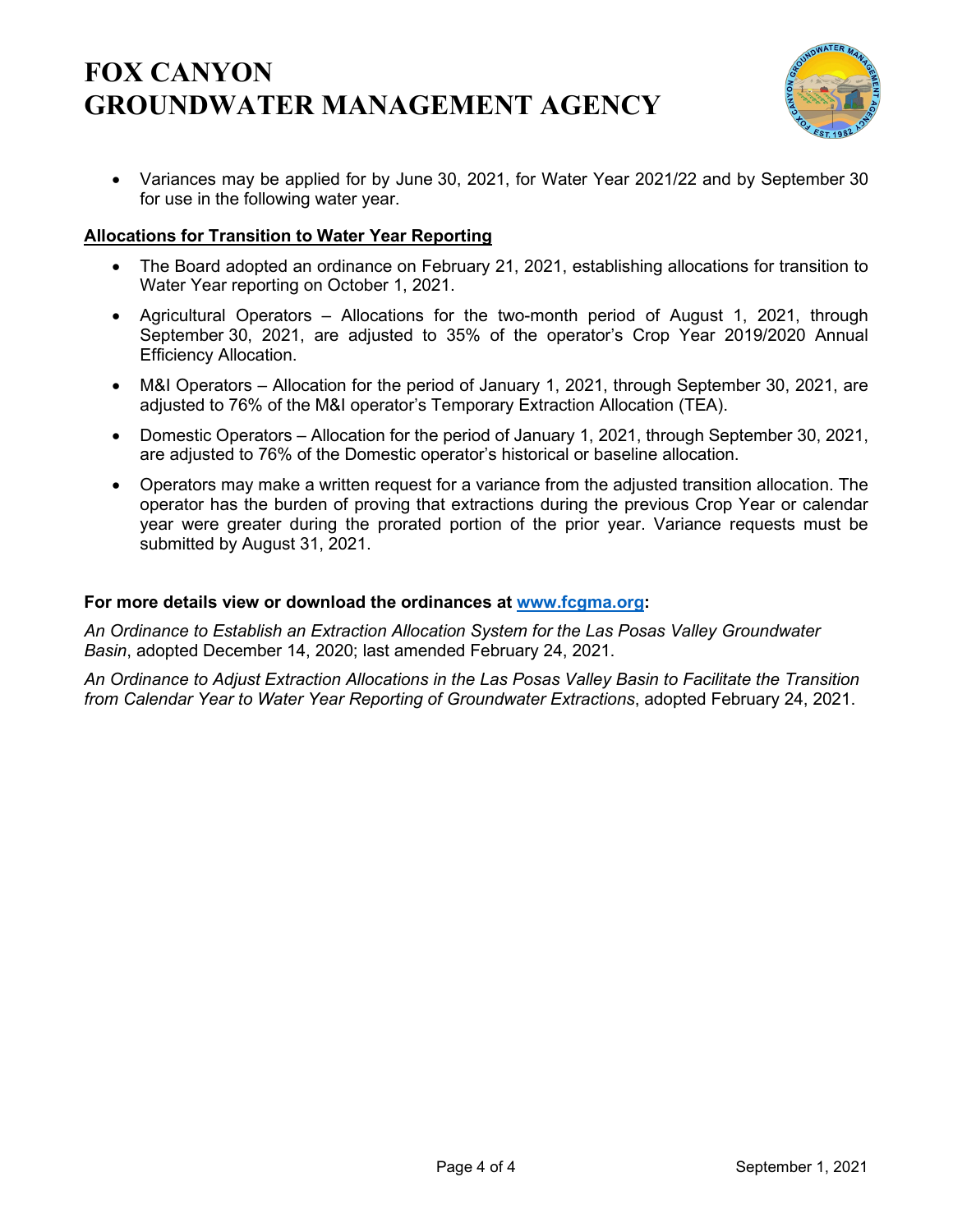- Variances may be applied for by June 30, 2021, for Water Year 2021/22 and by September 30 for use in the following water year.

**Allocations for Transition to Water Year Reporting**

- The Board adopted an ordinance on February 21, 2021, establishing allocations for transition to Water Year reporting on October 1, 2021.
- Agricultural Operators – Allocations for the two-month period of August 1, 2021, through September 30, 2021, are adjusted to 35% of the operator's Crop Year 2019/2020 Annual Efficiency Allocation.
- M&I Operators – Allocation for the period of January 1, 2021, through September 30, 2021, are adjusted to 76% of the M&I operator's Temporary Extraction Allocation (TEA).
- Domestic Operators – Allocation for the period of January 1, 2021, through September 30, 2021, are adjusted to 76% of the Domestic operator's historical or baseline allocation.
- Operators may make a written request for a variance from the adjusted transition allocation. The operator has the burden of proving that extractions during the previous Crop Year or calendar year were greater during the prorated portion of the prior year. Variance requests must be submitted by August 31, 2021.

**For more details view or download the ordinances at www.fcgma.org:**

*An Ordinance to Establish an Extraction Allocation System for the Las Posas Valley Groundwater Basin*, adopted December 14, 2020; last amended February 24, 2021.

*An Ordinance to Adjust Extraction Allocations in the Las Posas Valley Basin to Facilitate the Transition from Calendar Year to Water Year Reporting of Groundwater Extractions*, adopted February 24, 2021.